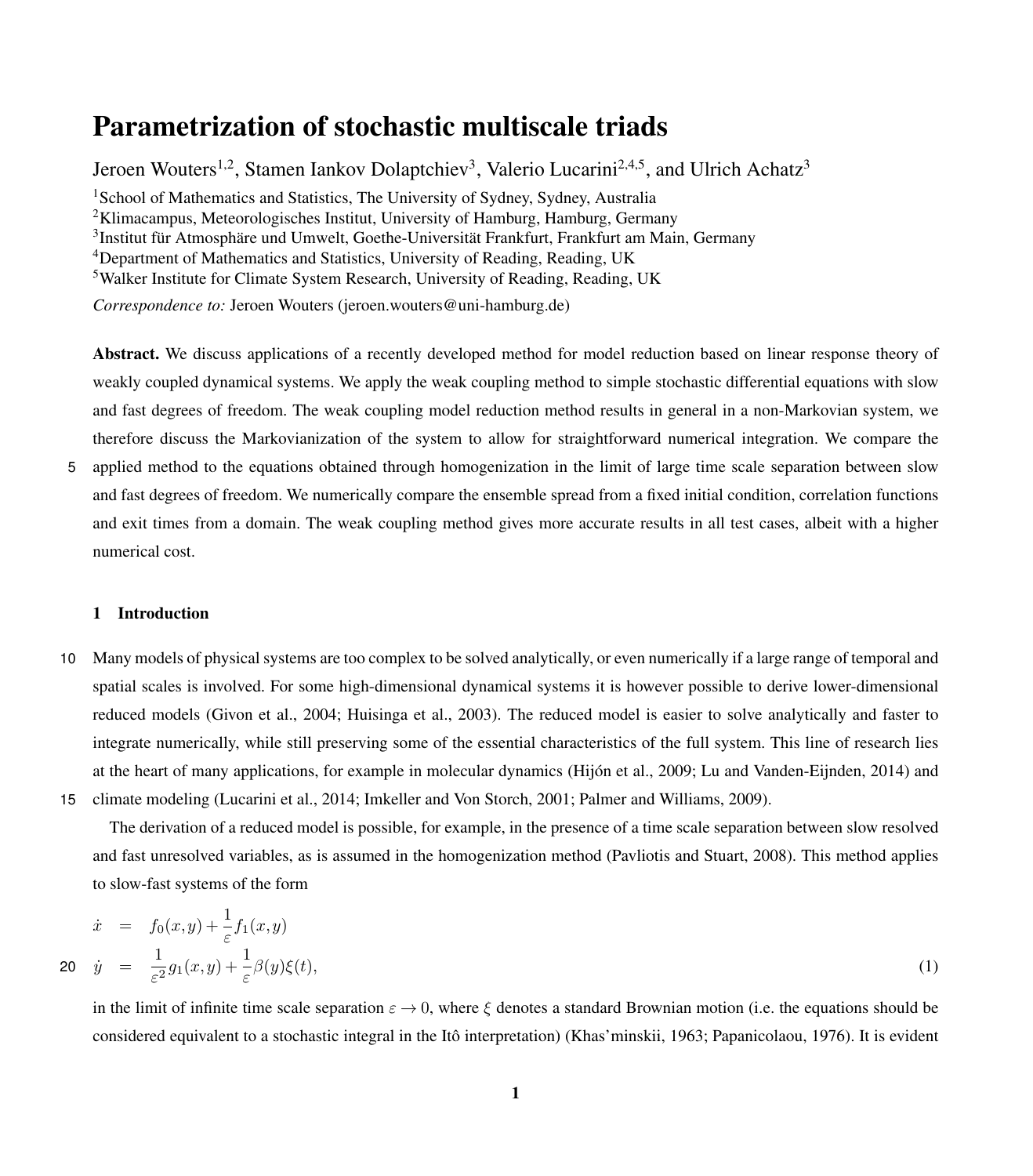# Parametrization of stochastic multiscale triads

Jeroen Wouters[1,2], Stamen Iankov Dolaptchiev[3], Valerio Lucarini[2,4,5], and Ulrich Achatz[3]

[1]School of Mathematics and Statistics, The University of Sydney, Sydney, Australia
[2]Klimacampus, Meteorologisches Institut, University of Hamburg, Hamburg, Germany
[3]Institut für Atmosphäre und Umwelt, Goethe-Universität Frankfurt, Frankfurt am Main, Germany
[4]Department of Mathematics and Statistics, University of Reading, Reading, UK
[5]Walker Institute for Climate System Research, University of Reading, Reading, UK

*Correspondence to:* Jeroen Wouters (jeroen.wouters@uni-hamburg.de)

**Abstract.** We discuss applications of a recently developed method for model reduction based on linear response theory of weakly coupled dynamical systems. We apply the weak coupling method to simple stochastic differential equations with slow and fast degrees of freedom. The weak coupling model reduction method results in general in a non-Markovian system, we therefore discuss the Markovianization of the system to allow for straightforward numerical integration. We compare the applied method to the equations obtained through homogenization in the limit of large time scale separation between slow and fast degrees of freedom. We numerically compare the ensemble spread from a fixed initial condition, correlation functions and exit times from a domain. The weak coupling method gives more accurate results in all test cases, albeit with a higher numerical cost.

## 1 Introduction

Many models of physical systems are too complex to be solved analytically, or even numerically if a large range of temporal and spatial scales is involved. For some high-dimensional dynamical systems it is however possible to derive lower-dimensional reduced models (Givon et al., 2004; Huisinga et al., 2003). The reduced model is easier to solve analytically and faster to integrate numerically, while still preserving some of the essential characteristics of the full system. This line of research lies at the heart of many applications, for example in molecular dynamics (Hijón et al., 2009; Lu and Vanden-Eijnden, 2014) and climate modeling (Lucarini et al., 2014; Imkeller and Von Storch, 2001; Palmer and Williams, 2009).

The derivation of a reduced model is possible, for example, in the presence of a time scale separation between slow resolved and fast unresolved variables, as is assumed in the homogenization method (Pavliotis and Stuart, 2008). This method applies to slow-fast systems of the form

$$\begin{aligned}
\dot{x} &= f_0(x,y) + \frac{1}{\varepsilon} f_1(x,y) \\
\dot{y} &= \frac{1}{\varepsilon^2} g_1(x,y) + \frac{1}{\varepsilon}\beta(y)\xi(t),
\end{aligned} \tag{1}$$

in the limit of infinite time scale separation $\varepsilon \to 0$, where $\xi$ denotes a standard Brownian motion (i.e. the equations should be considered equivalent to a stochastic integral in the Itô interpretation) (Khas'minskii, 1963; Papanicolaou, 1976). It is evident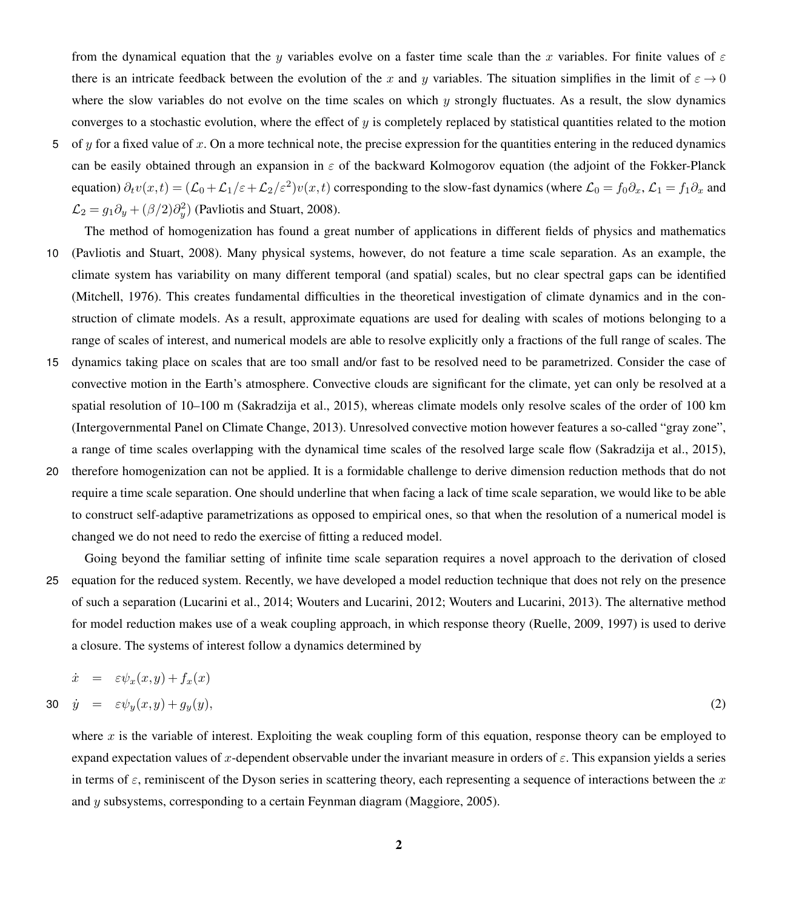from the dynamical equation that the $y$ variables evolve on a faster time scale than the $x$ variables. For finite values of $\varepsilon$ there is an intricate feedback between the evolution of the $x$ and $y$ variables. The situation simplifies in the limit of $\varepsilon \to 0$ where the slow variables do not evolve on the time scales on which $y$ strongly fluctuates. As a result, the slow dynamics converges to a stochastic evolution, where the effect of $y$ is completely replaced by statistical quantities related to the motion of $y$ for a fixed value of $x$. On a more technical note, the precise expression for the quantities entering in the reduced dynamics can be easily obtained through an expansion in $\varepsilon$ of the backward Kolmogorov equation (the adjoint of the Fokker-Planck equation) $\partial_t v(x,t) = (\mathcal{L}_0 + \mathcal{L}_1/\varepsilon + \mathcal{L}_2/\varepsilon^2)v(x,t)$ corresponding to the slow-fast dynamics (where $\mathcal{L}_0 = f_0\partial_x$, $\mathcal{L}_1 = f_1\partial_x$ and $\mathcal{L}_2 = g_1\partial_y + (\beta/2)\partial_y^2$) (Pavliotis and Stuart, 2008).

The method of homogenization has found a great number of applications in different fields of physics and mathematics (Pavliotis and Stuart, 2008). Many physical systems, however, do not feature a time scale separation. As an example, the climate system has variability on many different temporal (and spatial) scales, but no clear spectral gaps can be identified (Mitchell, 1976). This creates fundamental difficulties in the theoretical investigation of climate dynamics and in the construction of climate models. As a result, approximate equations are used for dealing with scales of motions belonging to a range of scales of interest, and numerical models are able to resolve explicitly only a fractions of the full range of scales. The dynamics taking place on scales that are too small and/or fast to be resolved need to be parametrized. Consider the case of convective motion in the Earth's atmosphere. Convective clouds are significant for the climate, yet can only be resolved at a spatial resolution of 10–100 m (Sakradzija et al., 2015), whereas climate models only resolve scales of the order of 100 km (Intergovernmental Panel on Climate Change, 2013). Unresolved convective motion however features a so-called "gray zone", a range of time scales overlapping with the dynamical time scales of the resolved large scale flow (Sakradzija et al., 2015), therefore homogenization can not be applied. It is a formidable challenge to derive dimension reduction methods that do not require a time scale separation. One should underline that when facing a lack of time scale separation, we would like to be able to construct self-adaptive parametrizations as opposed to empirical ones, so that when the resolution of a numerical model is changed we do not need to redo the exercise of fitting a reduced model.

Going beyond the familiar setting of infinite time scale separation requires a novel approach to the derivation of closed equation for the reduced system. Recently, we have developed a model reduction technique that does not rely on the presence of such a separation (Lucarini et al., 2014; Wouters and Lucarini, 2012; Wouters and Lucarini, 2013). The alternative method for model reduction makes use of a weak coupling approach, in which response theory (Ruelle, 2009, 1997) is used to derive a closure. The systems of interest follow a dynamics determined by

$$
\begin{aligned}
\dot{x} &= \varepsilon\psi_x(x,y) + f_x(x) \\
\dot{y} &= \varepsilon\psi_y(x,y) + g_y(y),
\end{aligned}
\tag{2}
$$

where $x$ is the variable of interest. Exploiting the weak coupling form of this equation, response theory can be employed to expand expectation values of $x$-dependent observable under the invariant measure in orders of $\varepsilon$. This expansion yields a series in terms of $\varepsilon$, reminiscent of the Dyson series in scattering theory, each representing a sequence of interactions between the $x$ and $y$ subsystems, corresponding to a certain Feynman diagram (Maggiore, 2005).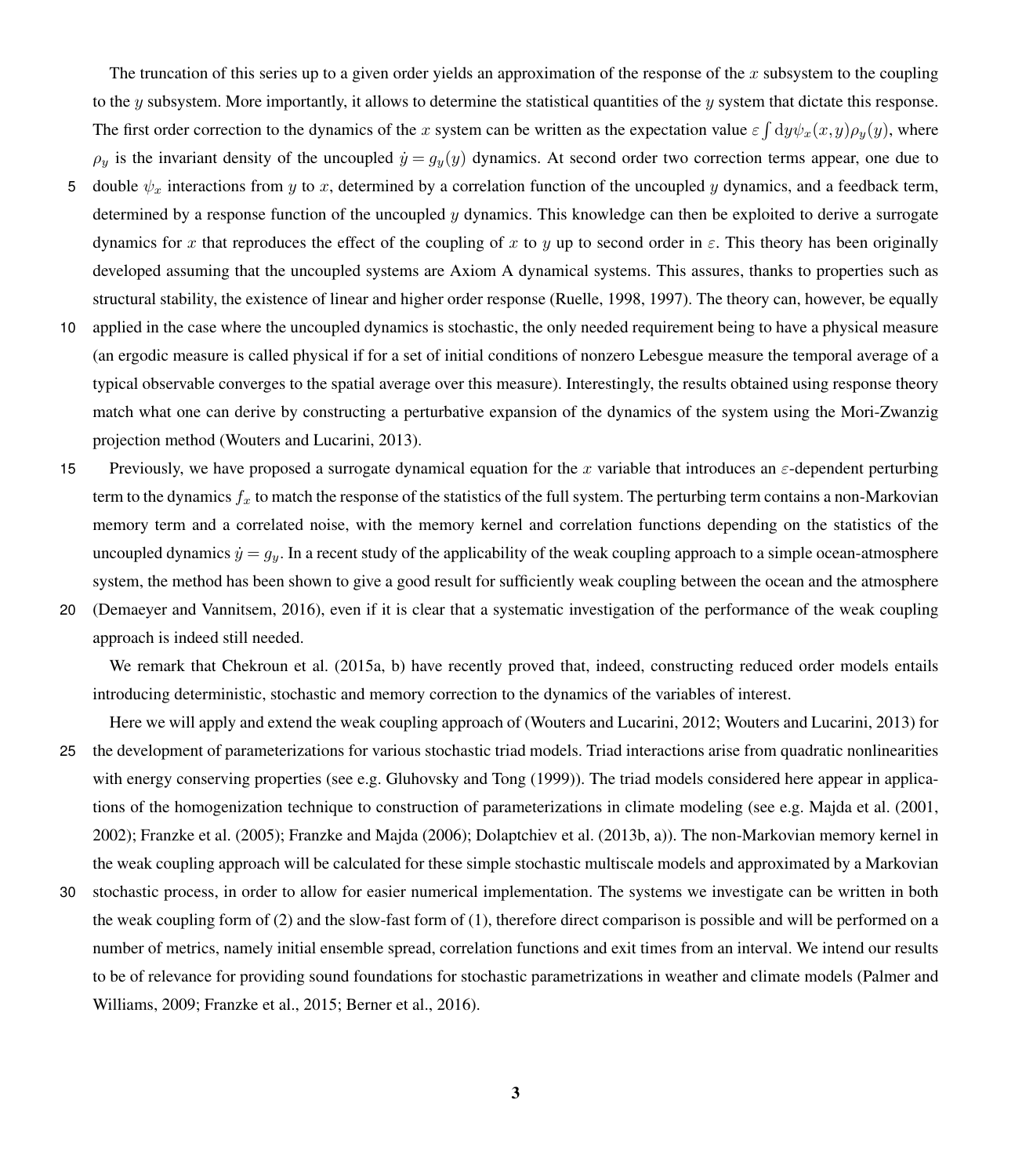The truncation of this series up to a given order yields an approximation of the response of the $x$ subsystem to the coupling to the $y$ subsystem. More importantly, it allows to determine the statistical quantities of the $y$ system that dictate this response. The first order correction to the dynamics of the $x$ system can be written as the expectation value $\varepsilon \int \mathrm{d}y \psi_x(x,y)\rho_y(y)$, where $\rho_y$ is the invariant density of the uncoupled $\dot{y} = g_y(y)$ dynamics. At second order two correction terms appear, one due to double $\psi_x$ interactions from $y$ to $x$, determined by a correlation function of the uncoupled $y$ dynamics, and a feedback term, determined by a response function of the uncoupled $y$ dynamics. This knowledge can then be exploited to derive a surrogate dynamics for $x$ that reproduces the effect of the coupling of $x$ to $y$ up to second order in $\varepsilon$. This theory has been originally developed assuming that the uncoupled systems are Axiom A dynamical systems. This assures, thanks to properties such as structural stability, the existence of linear and higher order response (Ruelle, 1998, 1997). The theory can, however, be equally applied in the case where the uncoupled dynamics is stochastic, the only needed requirement being to have a physical measure (an ergodic measure is called physical if for a set of initial conditions of nonzero Lebesgue measure the temporal average of a typical observable converges to the spatial average over this measure). Interestingly, the results obtained using response theory match what one can derive by constructing a perturbative expansion of the dynamics of the system using the Mori-Zwanzig projection method (Wouters and Lucarini, 2013).

Previously, we have proposed a surrogate dynamical equation for the $x$ variable that introduces an $\varepsilon$-dependent perturbing term to the dynamics $f_x$ to match the response of the statistics of the full system. The perturbing term contains a non-Markovian memory term and a correlated noise, with the memory kernel and correlation functions depending on the statistics of the uncoupled dynamics $\dot{y} = g_y$. In a recent study of the applicability of the weak coupling approach to a simple ocean-atmosphere system, the method has been shown to give a good result for sufficiently weak coupling between the ocean and the atmosphere (Demaeyer and Vannitsem, 2016), even if it is clear that a systematic investigation of the performance of the weak coupling approach is indeed still needed.

We remark that Chekroun et al. (2015a, b) have recently proved that, indeed, constructing reduced order models entails introducing deterministic, stochastic and memory correction to the dynamics of the variables of interest.

Here we will apply and extend the weak coupling approach of (Wouters and Lucarini, 2012; Wouters and Lucarini, 2013) for the development of parameterizations for various stochastic triad models. Triad interactions arise from quadratic nonlinearities with energy conserving properties (see e.g. Gluhovsky and Tong (1999)). The triad models considered here appear in applications of the homogenization technique to construction of parameterizations in climate modeling (see e.g. Majda et al. (2001, 2002); Franzke et al. (2005); Franzke and Majda (2006); Dolaptchiev et al. (2013b, a)). The non-Markovian memory kernel in the weak coupling approach will be calculated for these simple stochastic multiscale models and approximated by a Markovian stochastic process, in order to allow for easier numerical implementation. The systems we investigate can be written in both the weak coupling form of (2) and the slow-fast form of (1), therefore direct comparison is possible and will be performed on a number of metrics, namely initial ensemble spread, correlation functions and exit times from an interval. We intend our results to be of relevance for providing sound foundations for stochastic parametrizations in weather and climate models (Palmer and Williams, 2009; Franzke et al., 2015; Berner et al., 2016).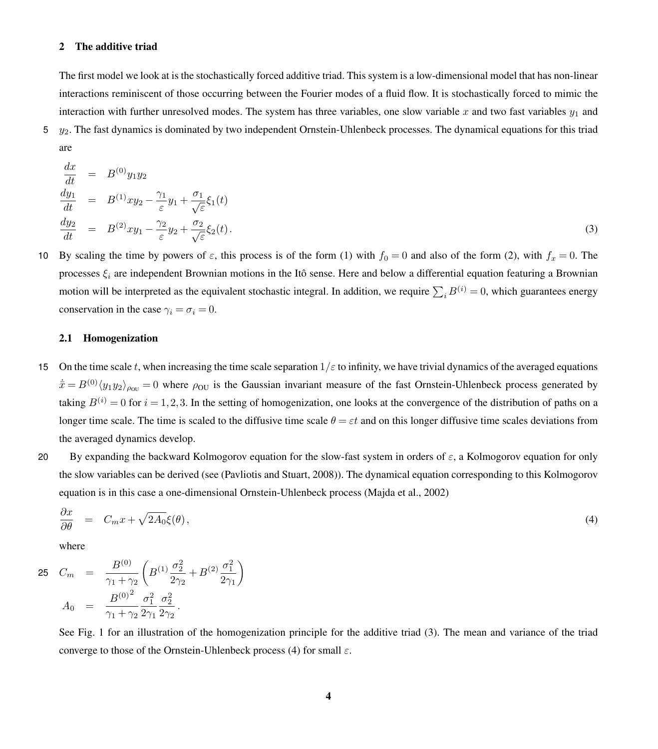## 2 The additive triad

The first model we look at is the stochastically forced additive triad. This system is a low-dimensional model that has non-linear interactions reminiscent of those occurring between the Fourier modes of a fluid flow. It is stochastically forced to mimic the interaction with further unresolved modes. The system has three variables, one slow variable $x$ and two fast variables $y_1$ and $y_2$. The fast dynamics is dominated by two independent Ornstein-Uhlenbeck processes. The dynamical equations for this triad are

$$
\begin{aligned}
\frac{dx}{dt} &= B^{(0)} y_1 y_2 \\
\frac{dy_1}{dt} &= B^{(1)} x y_2 - \frac{\gamma_1}{\varepsilon} y_1 + \frac{\sigma_1}{\sqrt{\varepsilon}} \xi_1(t) \\
\frac{dy_2}{dt} &= B^{(2)} x y_1 - \frac{\gamma_2}{\varepsilon} y_2 + \frac{\sigma_2}{\sqrt{\varepsilon}} \xi_2(t) .
\end{aligned} \tag{3}
$$

By scaling the time by powers of $\varepsilon$, this process is of the form (1) with $f_0 = 0$ and also of the form (2), with $f_x = 0$. The processes $\xi_i$ are independent Brownian motions in the Itô sense. Here and below a differential equation featuring a Brownian motion will be interpreted as the equivalent stochastic integral. In addition, we require $\sum_i B^{(i)} = 0$, which guarantees energy conservation in the case $\gamma_i = \sigma_i = 0$.

### 2.1 Homogenization

On the time scale $t$, when increasing the time scale separation $1/\varepsilon$ to infinity, we have trivial dynamics of the averaged equations $\dot{\bar{x}} = B^{(0)} \langle y_1 y_2 \rangle_{\rho_{\mathrm{OU}}} = 0$ where $\rho_{\mathrm{OU}}$ is the Gaussian invariant measure of the fast Ornstein-Uhlenbeck process generated by taking $B^{(i)} = 0$ for $i = 1, 2, 3$. In the setting of homogenization, one looks at the convergence of the distribution of paths on a longer time scale. The time is scaled to the diffusive time scale $\theta = \varepsilon t$ and on this longer diffusive time scales deviations from the averaged dynamics develop.

By expanding the backward Kolmogorov equation for the slow-fast system in orders of $\varepsilon$, a Kolmogorov equation for only the slow variables can be derived (see (Pavliotis and Stuart, 2008)). The dynamical equation corresponding to this Kolmogorov equation is in this case a one-dimensional Ornstein-Uhlenbeck process (Majda et al., 2002)

$$
\frac{\partial x}{\partial \theta} = C_m x + \sqrt{2 A_0}\, \xi(\theta) , \tag{4}
$$

where

$$
\begin{aligned}
C_m &= \frac{B^{(0)}}{\gamma_1 + \gamma_2} \left( B^{(1)} \frac{\sigma_2^2}{2\gamma_2} + B^{(2)} \frac{\sigma_1^2}{2\gamma_1} \right) \\
A_0 &= \frac{{B^{(0)}}^2}{\gamma_1 + \gamma_2} \frac{\sigma_1^2}{2\gamma_1} \frac{\sigma_2^2}{2\gamma_2} .
\end{aligned}
$$

See Fig. 1 for an illustration of the homogenization principle for the additive triad (3). The mean and variance of the triad converge to those of the Ornstein-Uhlenbeck process (4) for small $\varepsilon$.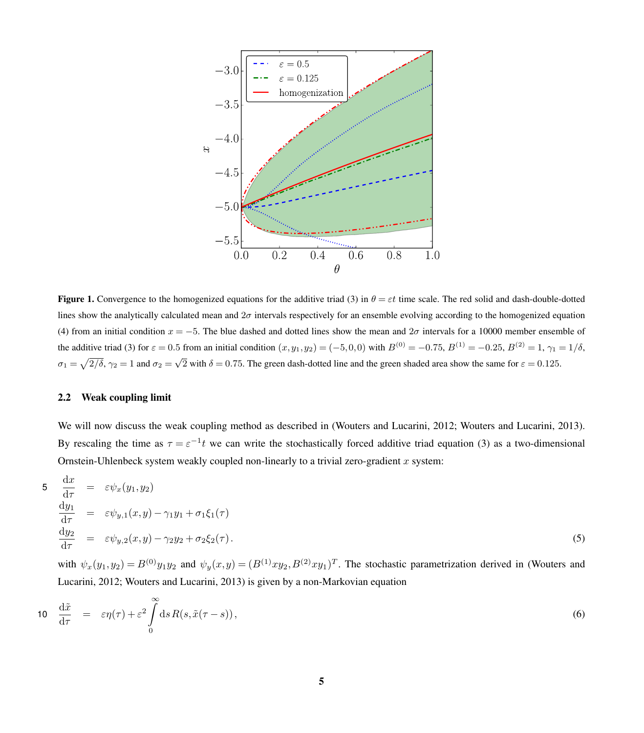**Figure 1.** Convergence to the homogenized equations for the additive triad (3) in $\theta = \varepsilon t$ time scale. The red solid and dash-double-dotted lines show the analytically calculated mean and $2\sigma$ intervals respectively for an ensemble evolving according to the homogenized equation (4) from an initial condition $x = -5$. The blue dashed and dotted lines show the mean and $2\sigma$ intervals for a 10000 member ensemble of the additive triad (3) for $\varepsilon = 0.5$ from an initial condition $(x, y_1, y_2) = (-5, 0, 0)$ with $B^{(0)} = -0.75$, $B^{(1)} = -0.25$, $B^{(2)} = 1$, $\gamma_1 = 1/\delta$, $\sigma_1 = \sqrt{2/\delta}$, $\gamma_2 = 1$ and $\sigma_2 = \sqrt{2}$ with $\delta = 0.75$. The green dash-dotted line and the green shaded area show the same for $\varepsilon = 0.125$.

## 2.2 Weak coupling limit

We will now discuss the weak coupling method as described in (Wouters and Lucarini, 2012; Wouters and Lucarini, 2013). By rescaling the time as $\tau = \varepsilon^{-1} t$ we can write the stochastically forced additive triad equation (3) as a two-dimensional Ornstein-Uhlenbeck system weakly coupled non-linearly to a trivial zero-gradient $x$ system:

$$
\begin{aligned}
\frac{\mathrm{d}x}{\mathrm{d}\tau} &= \varepsilon \psi_x(y_1, y_2) \\
\frac{\mathrm{d}y_1}{\mathrm{d}\tau} &= \varepsilon \psi_{y,1}(x, y) - \gamma_1 y_1 + \sigma_1 \xi_1(\tau) \\
\frac{\mathrm{d}y_2}{\mathrm{d}\tau} &= \varepsilon \psi_{y,2}(x, y) - \gamma_2 y_2 + \sigma_2 \xi_2(\tau) \,. 
\end{aligned}
\tag{5}
$$

with $\psi_x(y_1, y_2) = B^{(0)} y_1 y_2$ and $\psi_y(x, y) = (B^{(1)} x y_2, B^{(2)} x y_1)^T$. The stochastic parametrization derived in (Wouters and Lucarini, 2012; Wouters and Lucarini, 2013) is given by a non-Markovian equation

$$
\frac{\mathrm{d}\tilde{x}}{\mathrm{d}\tau} = \varepsilon \eta(\tau) + \varepsilon^2 \int_0^\infty \mathrm{d}s \, R(s, \tilde{x}(\tau - s)) \,, \tag{6}
$$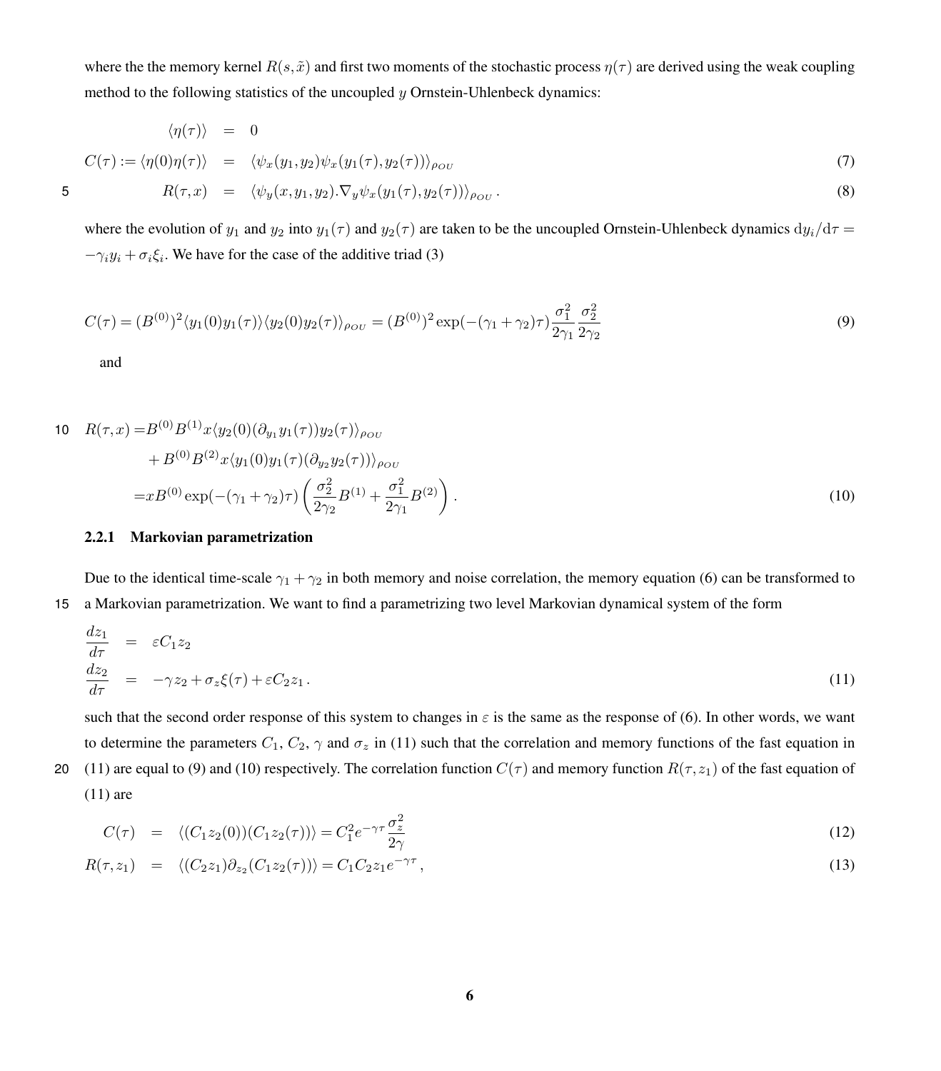where the the memory kernel $R(s,\tilde{x})$ and first two moments of the stochastic process $\eta(\tau)$ are derived using the weak coupling method to the following statistics of the uncoupled $y$ Ornstein-Uhlenbeck dynamics:

$$
\begin{aligned}
\langle \eta(\tau) \rangle &= 0 \\
C(\tau) := \langle \eta(0)\eta(\tau) \rangle &= \langle \psi_x(y_1,y_2)\psi_x(y_1(\tau),y_2(\tau)) \rangle_{\rho_{OU}} \qquad (7)\\
R(\tau,x) &= \langle \psi_y(x,y_1,y_2).\nabla_y \psi_x(y_1(\tau),y_2(\tau)) \rangle_{\rho_{OU}}\,. \qquad (8)
\end{aligned}
$$

where the evolution of $y_1$ and $y_2$ into $y_1(\tau)$ and $y_2(\tau)$ are taken to be the uncoupled Ornstein-Uhlenbeck dynamics $\mathrm{d}y_i/\mathrm{d}\tau = -\gamma_i y_i + \sigma_i \xi_i$. We have for the case of the additive triad (3)

$$
C(\tau) = (B^{(0)})^2 \langle y_1(0)y_1(\tau)\rangle \langle y_2(0)y_2(\tau)\rangle_{\rho_{OU}} = (B^{(0)})^2 \exp(-(\gamma_1+\gamma_2)\tau)\frac{\sigma_1^2}{2\gamma_1}\frac{\sigma_2^2}{2\gamma_2} \qquad (9)
$$

and

$$
\begin{aligned}
R(\tau,x) =& B^{(0)}B^{(1)}x\langle y_2(0)(\partial_{y_1}y_1(\tau))y_2(\tau)\rangle_{\rho_{OU}} \\
&+ B^{(0)}B^{(2)}x\langle y_1(0)y_1(\tau)(\partial_{y_2}y_2(\tau))\rangle_{\rho_{OU}} \\
=& xB^{(0)}\exp(-(\gamma_1+\gamma_2)\tau)\left(\frac{\sigma_2^2}{2\gamma_2}B^{(1)} + \frac{\sigma_1^2}{2\gamma_1}B^{(2)}\right). \qquad (10)
\end{aligned}
$$

#### 2.2.1 Markovian parametrization

Due to the identical time-scale $\gamma_1+\gamma_2$ in both memory and noise correlation, the memory equation (6) can be transformed to a Markovian parametrization. We want to find a parametrizing two level Markovian dynamical system of the form

$$
\begin{aligned}
\frac{dz_1}{d\tau} &= \varepsilon C_1 z_2 \\
\frac{dz_2}{d\tau} &= -\gamma z_2 + \sigma_z \xi(\tau) + \varepsilon C_2 z_1\,. \qquad (11)
\end{aligned}
$$

such that the second order response of this system to changes in $\varepsilon$ is the same as the response of (6). In other words, we want to determine the parameters $C_1$, $C_2$, $\gamma$ and $\sigma_z$ in (11) such that the correlation and memory functions of the fast equation in (11) are equal to (9) and (10) respectively. The correlation function $C(\tau)$ and memory function $R(\tau,z_1)$ of the fast equation of (11) are

$$
\begin{aligned}
C(\tau) &= \langle (C_1 z_2(0))(C_1 z_2(\tau))\rangle = C_1^2 e^{-\gamma\tau}\frac{\sigma_z^2}{2\gamma} \qquad (12)\\
R(\tau,z_1) &= \langle (C_2 z_1)\partial_{z_2}(C_1 z_2(\tau))\rangle = C_1 C_2 z_1 e^{-\gamma\tau}\,, \qquad (13)
\end{aligned}
$$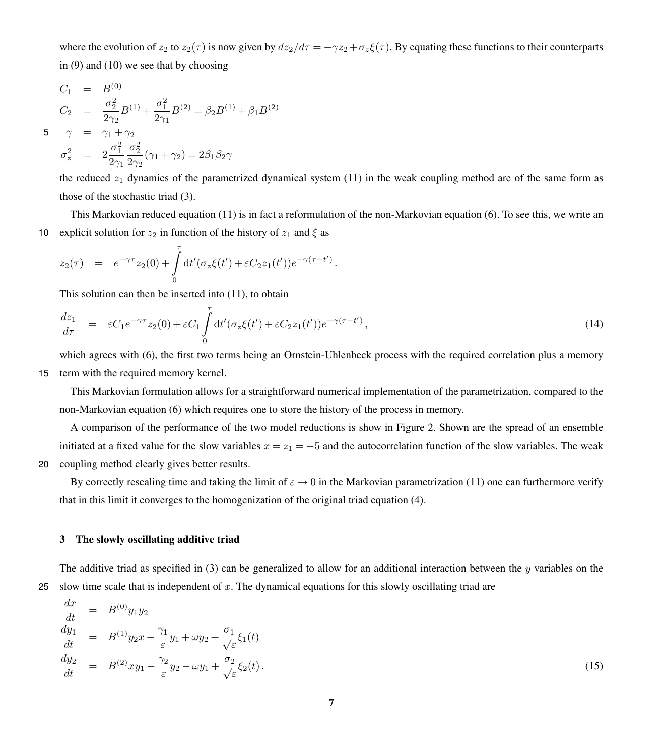where the evolution of $z_2$ to $z_2(\tau)$ is now given by $dz_2/d\tau = -\gamma z_2 + \sigma_z \xi(\tau)$. By equating these functions to their counterparts in (9) and (10) we see that by choosing

$$
\begin{aligned}
C_1 &= B^{(0)} \\
C_2 &= \frac{\sigma_2^2}{2\gamma_2} B^{(1)} + \frac{\sigma_1^2}{2\gamma_1} B^{(2)} = \beta_2 B^{(1)} + \beta_1 B^{(2)} \\
\gamma &= \gamma_1 + \gamma_2 \\
\sigma_z^2 &= 2\frac{\sigma_1^2}{2\gamma_1}\frac{\sigma_2^2}{2\gamma_2}(\gamma_1 + \gamma_2) = 2\beta_1\beta_2\gamma
\end{aligned}
$$

the reduced $z_1$ dynamics of the parametrized dynamical system (11) in the weak coupling method are of the same form as those of the stochastic triad (3).

This Markovian reduced equation (11) is in fact a reformulation of the non-Markovian equation (6). To see this, we write an explicit solution for $z_2$ in function of the history of $z_1$ and $\xi$ as

$$
z_2(\tau) = e^{-\gamma\tau} z_2(0) + \int_0^\tau \mathrm{d}t' (\sigma_z \xi(t') + \varepsilon C_2 z_1(t')) e^{-\gamma(\tau - t')} \,.
$$

This solution can then be inserted into (11), to obtain

$$
\frac{dz_1}{d\tau} = \varepsilon C_1 e^{-\gamma\tau} z_2(0) + \varepsilon C_1 \int_0^\tau \mathrm{d}t' (\sigma_z \xi(t') + \varepsilon C_2 z_1(t')) e^{-\gamma(\tau - t')} \,, \tag{14}
$$

which agrees with (6), the first two terms being an Ornstein-Uhlenbeck process with the required correlation plus a memory term with the required memory kernel.

This Markovian formulation allows for a straightforward numerical implementation of the parametrization, compared to the non-Markovian equation (6) which requires one to store the history of the process in memory.

A comparison of the performance of the two model reductions is show in Figure 2. Shown are the spread of an ensemble initiated at a fixed value for the slow variables $x = z_1 = -5$ and the autocorrelation function of the slow variables. The weak coupling method clearly gives better results.

By correctly rescaling time and taking the limit of $\varepsilon \to 0$ in the Markovian parametrization (11) one can furthermore verify that in this limit it converges to the homogenization of the original triad equation (4).

## 3 The slowly oscillating additive triad

The additive triad as specified in (3) can be generalized to allow for an additional interaction between the $y$ variables on the slow time scale that is independent of $x$. The dynamical equations for this slowly oscillating triad are

$$
\begin{aligned}
\frac{dx}{dt} &= B^{(0)} y_1 y_2 \\
\frac{dy_1}{dt} &= B^{(1)} y_2 x - \frac{\gamma_1}{\varepsilon} y_1 + \omega y_2 + \frac{\sigma_1}{\sqrt{\varepsilon}} \xi_1(t) \\
\frac{dy_2}{dt} &= B^{(2)} x y_1 - \frac{\gamma_2}{\varepsilon} y_2 - \omega y_1 + \frac{\sigma_2}{\sqrt{\varepsilon}} \xi_2(t) \,.
\end{aligned} \tag{15}
$$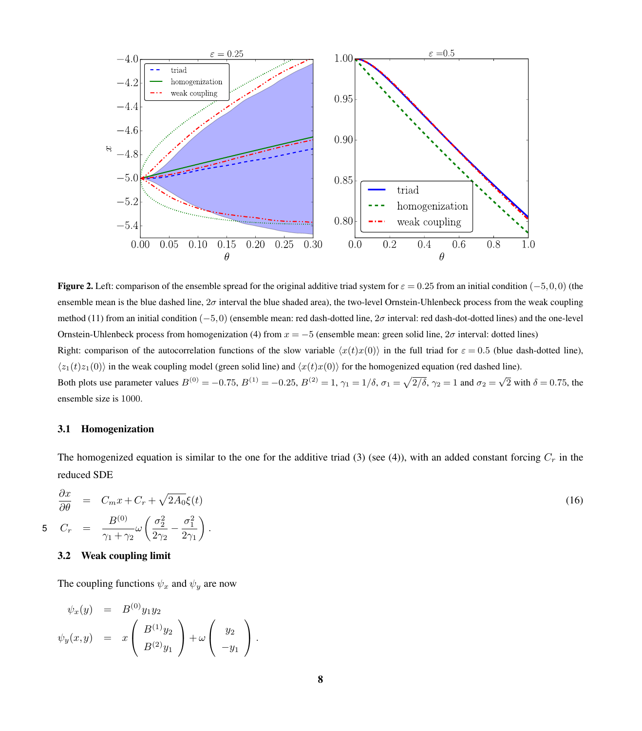**Figure 2.** Left: comparison of the ensemble spread for the original additive triad system for $\varepsilon = 0.25$ from an initial condition $(-5,0,0)$ (the ensemble mean is the blue dashed line, $2\sigma$ interval the blue shaded area), the two-level Ornstein-Uhlenbeck process from the weak coupling method (11) from an initial condition $(-5,0)$ (ensemble mean: red dash-dotted line, $2\sigma$ interval: red dash-dot-dotted lines) and the one-level Ornstein-Uhlenbeck process from homogenization (4) from $x=-5$ (ensemble mean: green solid line, $2\sigma$ interval: dotted lines)
Right: comparison of the autocorrelation functions of the slow variable $\langle x(t)x(0)\rangle$ in the full triad for $\varepsilon = 0.5$ (blue dash-dotted line), $\langle z_1(t)z_1(0)\rangle$ in the weak coupling model (green solid line) and $\langle x(t)x(0)\rangle$ for the homogenized equation (red dashed line).
Both plots use parameter values $B^{(0)} = -0.75$, $B^{(1)} = -0.25$, $B^{(2)} = 1$, $\gamma_1 = 1/\delta$, $\sigma_1 = \sqrt{2/\delta}$, $\gamma_2 = 1$ and $\sigma_2 = \sqrt{2}$ with $\delta = 0.75$, the ensemble size is 1000.

### 3.1 Homogenization

The homogenized equation is similar to the one for the additive triad (3) (see (4)), with an added constant forcing $C_r$ in the reduced SDE

$$
\begin{aligned}
\frac{\partial x}{\partial \theta} &= C_m x + C_r + \sqrt{2A_0}\xi(t) \\
C_r &= \frac{B^{(0)}}{\gamma_1+\gamma_2}\omega\left(\frac{\sigma_2^2}{2\gamma_2} - \frac{\sigma_1^2}{2\gamma_1}\right).
\end{aligned}
\tag{16}
$$

### 3.2 Weak coupling limit

The coupling functions $\psi_x$ and $\psi_y$ are now

$$
\begin{aligned}
\psi_x(y) &= B^{(0)} y_1 y_2 \\
\psi_y(x,y) &= x\begin{pmatrix} B^{(1)} y_2 \\ B^{(2)} y_1 \end{pmatrix} + \omega \begin{pmatrix} y_2 \\ -y_1 \end{pmatrix}.
\end{aligned}
$$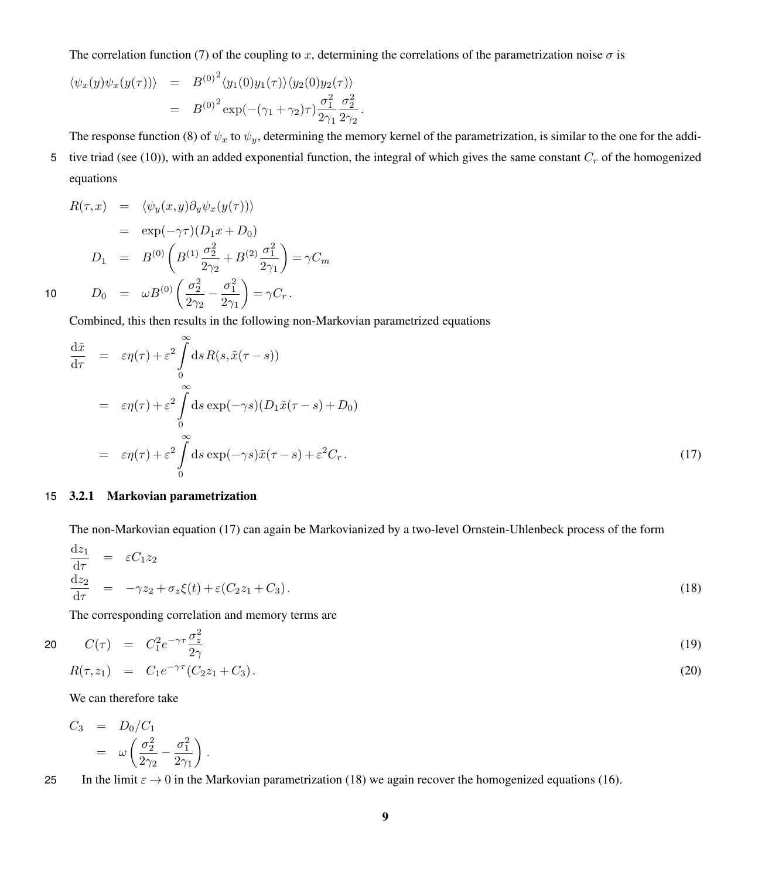The correlation function (7) of the coupling to $x$, determining the correlations of the parametrization noise $\sigma$ is

$$
\begin{aligned}
\langle \psi_x(y)\psi_x(y(\tau))\rangle &= {B^{(0)}}^2 \langle y_1(0)y_1(\tau)\rangle\langle y_2(0)y_2(\tau)\rangle \\
&= {B^{(0)}}^2 \exp(-(\gamma_1+\gamma_2)\tau)\frac{\sigma_1^2}{2\gamma_1}\frac{\sigma_2^2}{2\gamma_2}\,.
\end{aligned}
$$

The response function (8) of $\psi_x$ to $\psi_y$, determining the memory kernel of the parametrization, is similar to the one for the additive triad (see (10)), with an added exponential function, the integral of which gives the same constant $C_r$ of the homogenized equations

$$
\begin{aligned}
R(\tau,x) &= \langle \psi_y(x,y)\partial_y \psi_x(y(\tau))\rangle \\
&= \exp(-\gamma\tau)(D_1 x + D_0) \\
D_1 &= B^{(0)}\left(B^{(1)}\frac{\sigma_2^2}{2\gamma_2} + B^{(2)}\frac{\sigma_1^2}{2\gamma_1}\right) = \gamma C_m \\
D_0 &= \omega B^{(0)}\left(\frac{\sigma_2^2}{2\gamma_2} - \frac{\sigma_1^2}{2\gamma_1}\right) = \gamma C_r\,.
\end{aligned}
$$

Combined, this then results in the following non-Markovian parametrized equations

$$
\begin{aligned}
\frac{\mathrm{d}\tilde{x}}{\mathrm{d}\tau} &= \varepsilon\eta(\tau) + \varepsilon^2\int_0^\infty \mathrm{d}s\, R(s,\tilde{x}(\tau-s)) \\
&= \varepsilon\eta(\tau) + \varepsilon^2\int_0^\infty \mathrm{d}s\, \exp(-\gamma s)(D_1\tilde{x}(\tau-s)+D_0) \\
&= \varepsilon\eta(\tau) + \varepsilon^2\int_0^\infty \mathrm{d}s\, \exp(-\gamma s)\tilde{x}(\tau-s) + \varepsilon^2 C_r\,.
\end{aligned}
\tag{17}
$$

### 3.2.1 Markovian parametrization

The non-Markovian equation (17) can again be Markovianized by a two-level Ornstein-Uhlenbeck process of the form

$$
\begin{aligned}
\frac{\mathrm{d}z_1}{\mathrm{d}\tau} &= \varepsilon C_1 z_2 \\
\frac{\mathrm{d}z_2}{\mathrm{d}\tau} &= -\gamma z_2 + \sigma_z\xi(t) + \varepsilon(C_2 z_1 + C_3)\,.
\end{aligned}
\tag{18}
$$

The corresponding correlation and memory terms are

$$
C(\tau) = C_1^2 e^{-\gamma\tau}\frac{\sigma_z^2}{2\gamma} \tag{19}
$$

$$
R(\tau,z_1) = C_1 e^{-\gamma\tau}(C_2 z_1 + C_3)\,. \tag{20}
$$

We can therefore take

$$
\begin{aligned}
C_3 &= D_0/C_1 \\
&= \omega\left(\frac{\sigma_2^2}{2\gamma_2} - \frac{\sigma_1^2}{2\gamma_1}\right).
\end{aligned}
$$

In the limit $\varepsilon \to 0$ in the Markovian parametrization (18) we again recover the homogenized equations (16).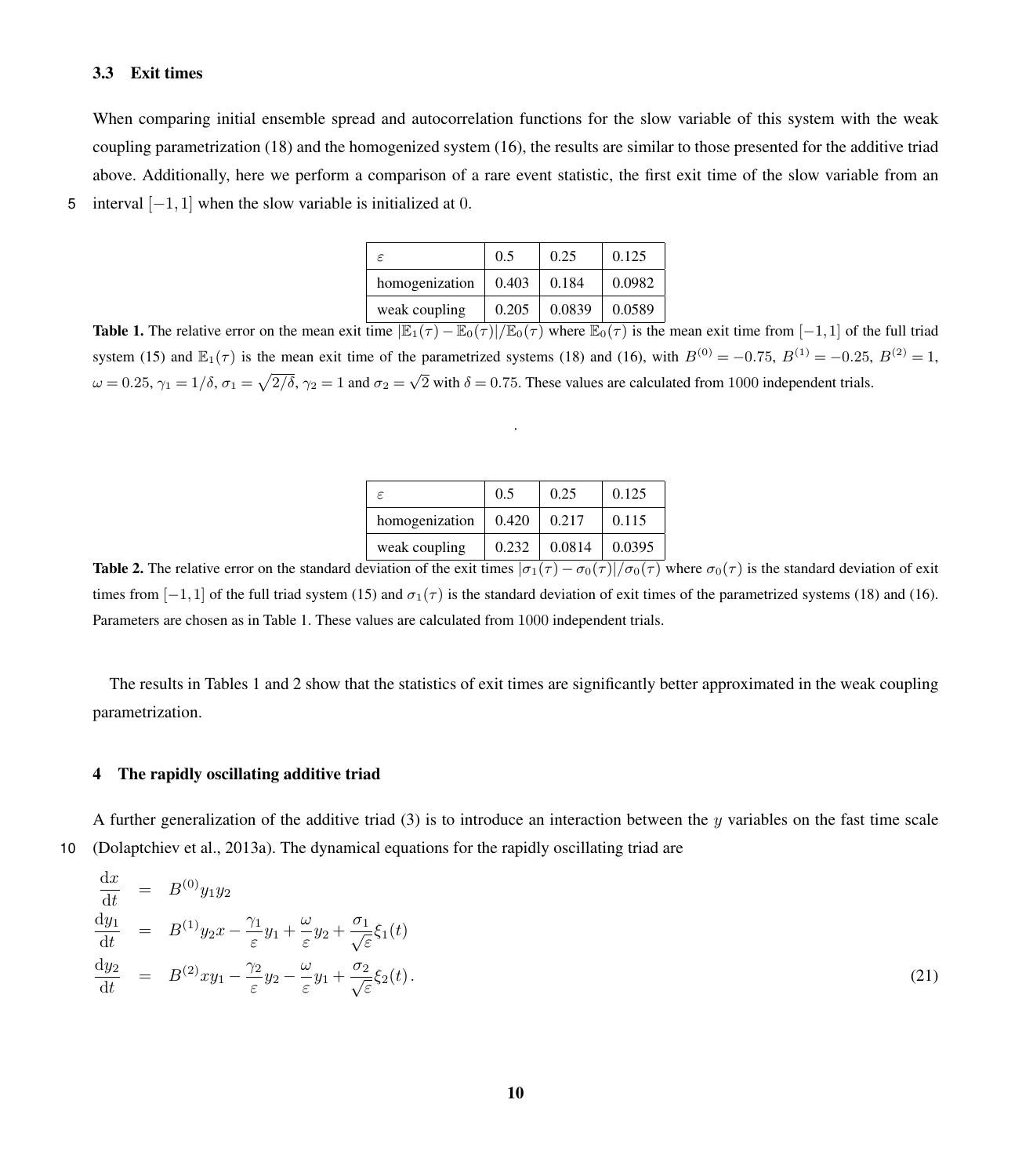### 3.3 Exit times

When comparing initial ensemble spread and autocorrelation functions for the slow variable of this system with the weak coupling parametrization (18) and the homogenized system (16), the results are similar to those presented for the additive triad above. Additionally, here we perform a comparison of a rare event statistic, the first exit time of the slow variable from an interval $[-1,1]$ when the slow variable is initialized at 0.

| $\varepsilon$ | 0.5 | 0.25 | 0.125 |
|---|---|---|---|
| homogenization | 0.403 | 0.184 | 0.0982 |
| weak coupling | 0.205 | 0.0839 | 0.0589 |

**Table 1.** The relative error on the mean exit time $|\mathbb{E}_1(\tau) - \mathbb{E}_0(\tau)|/\mathbb{E}_0(\tau)$ where $\mathbb{E}_0(\tau)$ is the mean exit time from $[-1,1]$ of the full triad system (15) and $\mathbb{E}_1(\tau)$ is the mean exit time of the parametrized systems (18) and (16), with $B^{(0)} = -0.75$, $B^{(1)} = -0.25$, $B^{(2)} = 1$, $\omega = 0.25$, $\gamma_1 = 1/\delta$, $\sigma_1 = \sqrt{2/\delta}$, $\gamma_2 = 1$ and $\sigma_2 = \sqrt{2}$ with $\delta = 0.75$. These values are calculated from 1000 independent trials.

| $\varepsilon$ | 0.5 | 0.25 | 0.125 |
|---|---|---|---|
| homogenization | 0.420 | 0.217 | 0.115 |
| weak coupling | 0.232 | 0.0814 | 0.0395 |

**Table 2.** The relative error on the standard deviation of the exit times $|\sigma_1(\tau) - \sigma_0(\tau)|/\sigma_0(\tau)$ where $\sigma_0(\tau)$ is the standard deviation of exit times from $[-1,1]$ of the full triad system (15) and $\sigma_1(\tau)$ is the standard deviation of exit times of the parametrized systems (18) and (16). Parameters are chosen as in Table 1. These values are calculated from 1000 independent trials.

The results in Tables 1 and 2 show that the statistics of exit times are significantly better approximated in the weak coupling parametrization.

## 4 The rapidly oscillating additive triad

A further generalization of the additive triad (3) is to introduce an interaction between the $y$ variables on the fast time scale (Dolaptchiev et al., 2013a). The dynamical equations for the rapidly oscillating triad are

$$
\begin{aligned}
\frac{\mathrm{d}x}{\mathrm{d}t} &= B^{(0)} y_1 y_2 \\
\frac{\mathrm{d}y_1}{\mathrm{d}t} &= B^{(1)} y_2 x - \frac{\gamma_1}{\varepsilon} y_1 + \frac{\omega}{\varepsilon} y_2 + \frac{\sigma_1}{\sqrt{\varepsilon}} \xi_1(t) \\
\frac{\mathrm{d}y_2}{\mathrm{d}t} &= B^{(2)} x y_1 - \frac{\gamma_2}{\varepsilon} y_2 - \frac{\omega}{\varepsilon} y_1 + \frac{\sigma_2}{\sqrt{\varepsilon}} \xi_2(t) .
\end{aligned}
\tag{21}
$$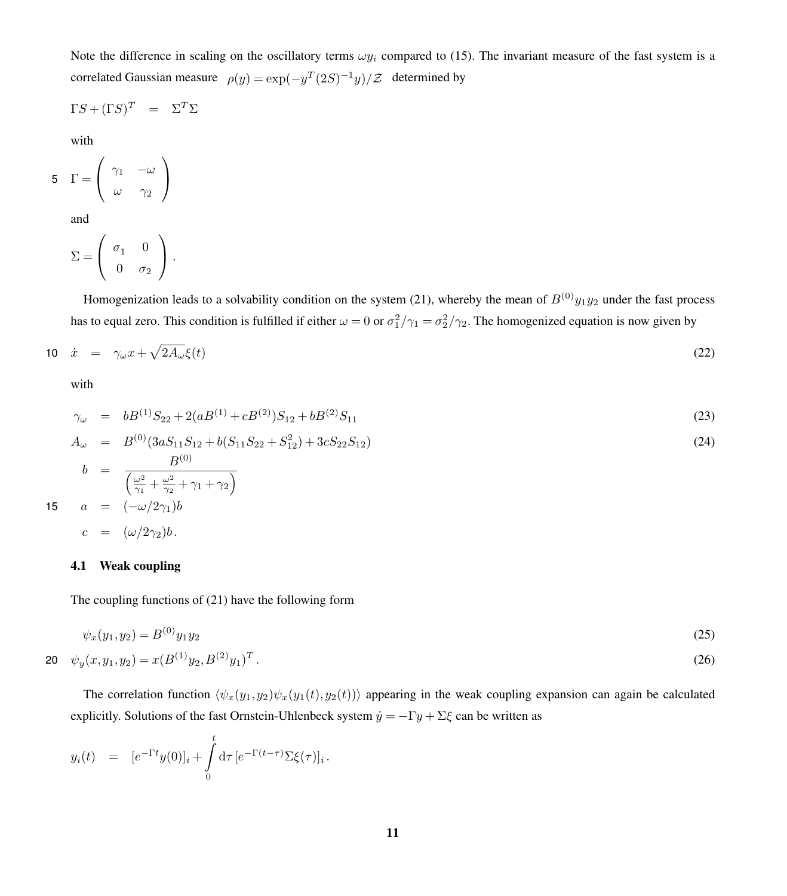Note the difference in scaling on the oscillatory terms $\omega y_i$ compared to (15). The invariant measure of the fast system is a correlated Gaussian measure $\rho(y) = \exp(-y^T(2S)^{-1}y)/\mathcal{Z}$ determined by

$$\Gamma S + (\Gamma S)^T = \Sigma^T \Sigma$$

with

$$\Gamma = \begin{pmatrix} \gamma_1 & -\omega \\ \omega & \gamma_2 \end{pmatrix}$$

and

$$\Sigma = \begin{pmatrix} \sigma_1 & 0 \\ 0 & \sigma_2 \end{pmatrix}.$$

Homogenization leads to a solvability condition on the system (21), whereby the mean of $B^{(0)}y_1y_2$ under the fast process has to equal zero. This condition is fulfilled if either $\omega = 0$ or $\sigma_1^2/\gamma_1 = \sigma_2^2/\gamma_2$. The homogenized equation is now given by

$$\dot{x} = \gamma_\omega x + \sqrt{2A_\omega}\,\xi(t) \tag{22}$$

with

$$\gamma_\omega = bB^{(1)}S_{22} + 2(aB^{(1)} + cB^{(2)})S_{12} + bB^{(2)}S_{11} \tag{23}$$

$$A_\omega = B^{(0)}(3aS_{11}S_{12} + b(S_{11}S_{22} + S_{12}^2) + 3cS_{22}S_{12}) \tag{24}$$

$$b = \frac{B^{(0)}}{\left(\frac{\omega^2}{\gamma_1} + \frac{\omega^2}{\gamma_2} + \gamma_1 + \gamma_2\right)}$$

$$a = (-\omega/2\gamma_1)b$$

$$c = (\omega/2\gamma_2)b.$$

### 4.1 Weak coupling

The coupling functions of (21) have the following form

$$\psi_x(y_1, y_2) = B^{(0)}y_1y_2 \tag{25}$$

$$\psi_y(x, y_1, y_2) = x(B^{(1)}y_2, B^{(2)}y_1)^T. \tag{26}$$

The correlation function $\langle \psi_x(y_1, y_2)\psi_x(y_1(t), y_2(t))\rangle$ appearing in the weak coupling expansion can again be calculated explicitly. Solutions of the fast Ornstein-Uhlenbeck system $\dot{y} = -\Gamma y + \Sigma\xi$ can be written as

$$y_i(t) = [e^{-\Gamma t}y(0)]_i + \int_0^t d\tau\, [e^{-\Gamma(t-\tau)}\Sigma\xi(\tau)]_i.$$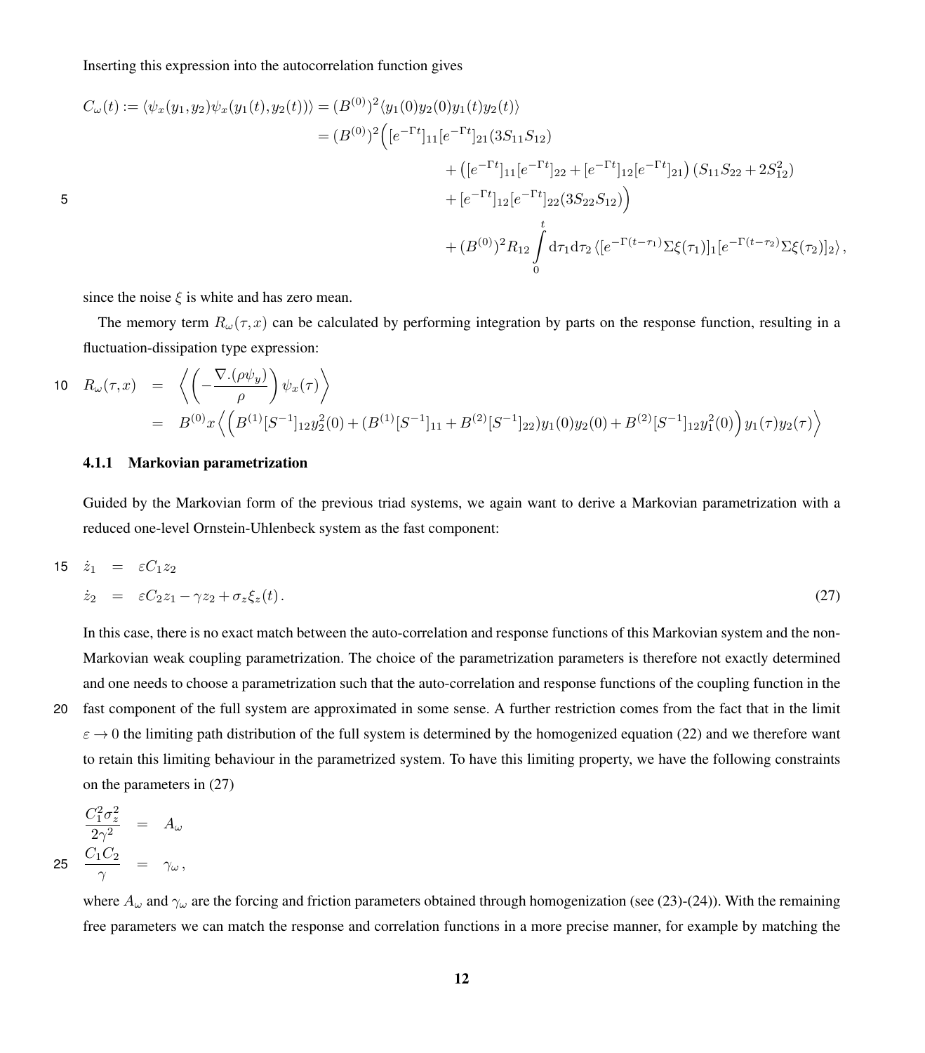Inserting this expression into the autocorrelation function gives

$$
\begin{aligned}
C_\omega(t) := \langle \psi_x(y_1,y_2)\psi_x(y_1(t),y_2(t))\rangle &= (B^{(0)})^2 \langle y_1(0)y_2(0)y_1(t)y_2(t)\rangle \\
&= (B^{(0)})^2 \Big( [e^{-\Gamma t}]_{11}[e^{-\Gamma t}]_{21}(3S_{11}S_{12}) \\
&\qquad + \left([e^{-\Gamma t}]_{11}[e^{-\Gamma t}]_{22} + [e^{-\Gamma t}]_{12}[e^{-\Gamma t}]_{21}\right)(S_{11}S_{22} + 2S_{12}^2) \\
&\qquad + [e^{-\Gamma t}]_{12}[e^{-\Gamma t}]_{22}(3S_{22}S_{12})\Big) \\
&\qquad + (B^{(0)})^2 R_{12} \int_0^t \mathrm{d}\tau_1 \mathrm{d}\tau_2 \, \langle [e^{-\Gamma(t-\tau_1)}\Sigma\xi(\tau_1)]_1 [e^{-\Gamma(t-\tau_2)}\Sigma\xi(\tau_2)]_2 \rangle \,,
\end{aligned}
$$

since the noise $\xi$ is white and has zero mean.

The memory term $R_\omega(\tau,x)$ can be calculated by performing integration by parts on the response function, resulting in a fluctuation-dissipation type expression:

$$
\begin{aligned}
R_\omega(\tau,x) &= \left\langle \left(-\frac{\nabla.(\rho\psi_y)}{\rho}\right)\psi_x(\tau)\right\rangle \\
&= B^{(0)}x \left\langle \Big(B^{(1)}[S^{-1}]_{12}y_2^2(0) + (B^{(1)}[S^{-1}]_{11} + B^{(2)}[S^{-1}]_{22})y_1(0)y_2(0) + B^{(2)}[S^{-1}]_{12}y_1^2(0)\Big) y_1(\tau)y_2(\tau)\right\rangle
\end{aligned}
$$

### 4.1.1 Markovian parametrization

Guided by the Markovian form of the previous triad systems, we again want to derive a Markovian parametrization with a reduced one-level Ornstein-Uhlenbeck system as the fast component:

$$
\begin{aligned}
\dot{z}_1 &= \varepsilon C_1 z_2 \\
\dot{z}_2 &= \varepsilon C_2 z_1 - \gamma z_2 + \sigma_z \xi_z(t)\,.
\end{aligned}
\tag{27}
$$

In this case, there is no exact match between the auto-correlation and response functions of this Markovian system and the non-Markovian weak coupling parametrization. The choice of the parametrization parameters is therefore not exactly determined and one needs to choose a parametrization such that the auto-correlation and response functions of the coupling function in the fast component of the full system are approximated in some sense. A further restriction comes from the fact that in the limit $\varepsilon \to 0$ the limiting path distribution of the full system is determined by the homogenized equation (22) and we therefore want to retain this limiting behaviour in the parametrized system. To have this limiting property, we have the following constraints on the parameters in (27)

$$
\begin{aligned}
\frac{C_1^2\sigma_z^2}{2\gamma^2} &= A_\omega \\
\frac{C_1 C_2}{\gamma} &= \gamma_\omega\,,
\end{aligned}
$$

where $A_\omega$ and $\gamma_\omega$ are the forcing and friction parameters obtained through homogenization (see (23)-(24)). With the remaining free parameters we can match the response and correlation functions in a more precise manner, for example by matching the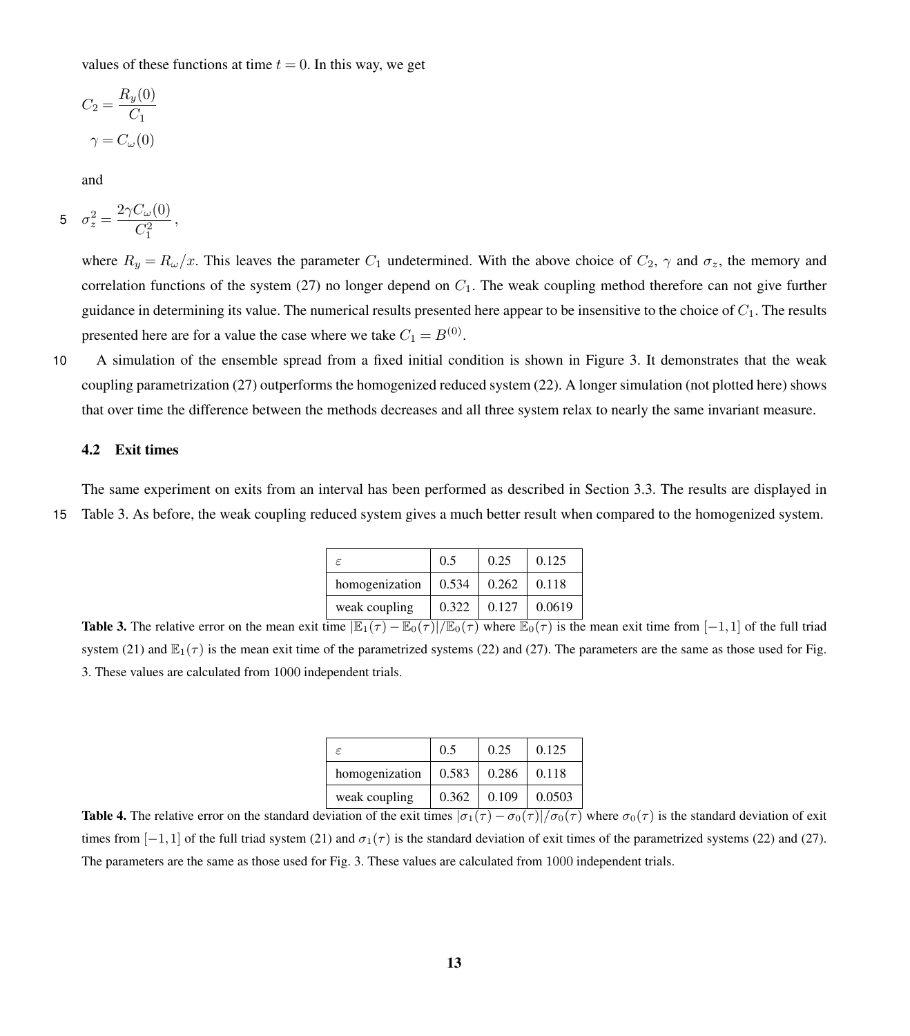values of these functions at time $t = 0$. In this way, we get

$$C_2 = \frac{R_y(0)}{C_1}$$

$$\gamma = C_\omega(0)$$

and

$$\sigma_z^2 = \frac{2\gamma C_\omega(0)}{C_1^2},$$

where $R_y = R_\omega/x$. This leaves the parameter $C_1$ undetermined. With the above choice of $C_2$, $\gamma$ and $\sigma_z$, the memory and correlation functions of the system (27) no longer depend on $C_1$. The weak coupling method therefore can not give further guidance in determining its value. The numerical results presented here appear to be insensitive to the choice of $C_1$. The results presented here are for a value the case where we take $C_1 = B^{(0)}$.

A simulation of the ensemble spread from a fixed initial condition is shown in Figure 3. It demonstrates that the weak coupling parametrization (27) outperforms the homogenized reduced system (22). A longer simulation (not plotted here) shows that over time the difference between the methods decreases and all three system relax to nearly the same invariant measure.

### 4.2 Exit times

The same experiment on exits from an interval has been performed as described in Section 3.3. The results are displayed in Table 3. As before, the weak coupling reduced system gives a much better result when compared to the homogenized system.

| $\varepsilon$ | 0.5 | 0.25 | 0.125 |
|---|---|---|---|
| homogenization | 0.534 | 0.262 | 0.118 |
| weak coupling | 0.322 | 0.127 | 0.0619 |

**Table 3.** The relative error on the mean exit time $|\mathbb{E}_1(\tau) - \mathbb{E}_0(\tau)|/\mathbb{E}_0(\tau)$ where $\mathbb{E}_0(\tau)$ is the mean exit time from $[-1,1]$ of the full triad system (21) and $\mathbb{E}_1(\tau)$ is the mean exit time of the parametrized systems (22) and (27). The parameters are the same as those used for Fig. 3. These values are calculated from 1000 independent trials.

| $\varepsilon$ | 0.5 | 0.25 | 0.125 |
|---|---|---|---|
| homogenization | 0.583 | 0.286 | 0.118 |
| weak coupling | 0.362 | 0.109 | 0.0503 |

**Table 4.** The relative error on the standard deviation of the exit times $|\sigma_1(\tau) - \sigma_0(\tau)|/\sigma_0(\tau)$ where $\sigma_0(\tau)$ is the standard deviation of exit times from $[-1,1]$ of the full triad system (21) and $\sigma_1(\tau)$ is the standard deviation of exit times of the parametrized systems (22) and (27). The parameters are the same as those used for Fig. 3. These values are calculated from 1000 independent trials.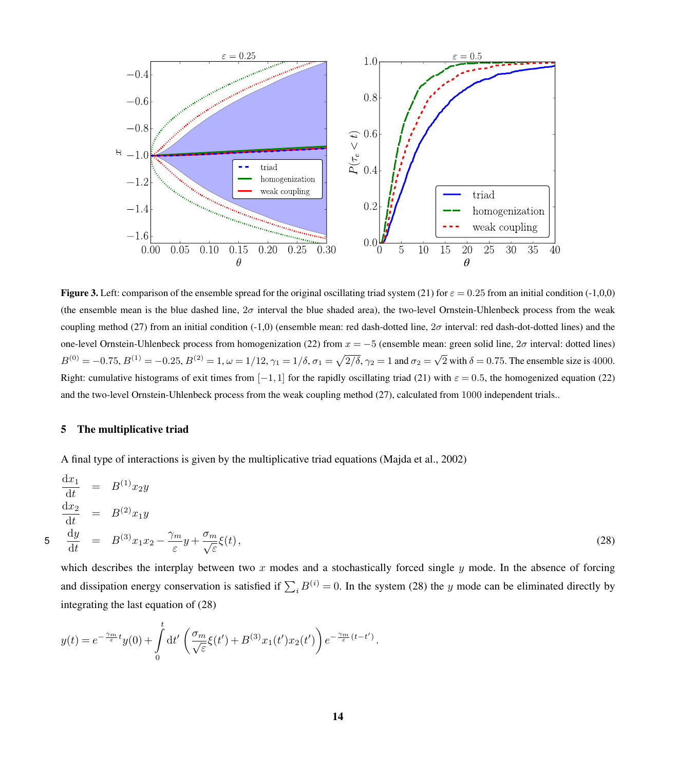**Figure 3.** Left: comparison of the ensemble spread for the original oscillating triad system (21) for $\varepsilon = 0.25$ from an initial condition (-1,0,0) (the ensemble mean is the blue dashed line, $2\sigma$ interval the blue shaded area), the two-level Ornstein-Uhlenbeck process from the weak coupling method (27) from an initial condition (-1,0) (ensemble mean: red dash-dotted line, $2\sigma$ interval: red dash-dot-dotted lines) and the one-level Ornstein-Uhlenbeck process from homogenization (22) from $x = -5$ (ensemble mean: green solid line, $2\sigma$ interval: dotted lines) $B^{(0)} = -0.75$, $B^{(1)} = -0.25$, $B^{(2)} = 1$, $\omega = 1/12$, $\gamma_1 = 1/\delta$, $\sigma_1 = \sqrt{2/\delta}$, $\gamma_2 = 1$ and $\sigma_2 = \sqrt{2}$ with $\delta = 0.75$. The ensemble size is 4000. Right: cumulative histograms of exit times from $[-1, 1]$ for the rapidly oscillating triad (21) with $\varepsilon = 0.5$, the homogenized equation (22) and the two-level Ornstein-Uhlenbeck process from the weak coupling method (27), calculated from 1000 independent trials..

## 5 The multiplicative triad

A final type of interactions is given by the multiplicative triad equations (Majda et al., 2002)

$$
\begin{aligned}
\frac{\mathrm{d}x_1}{\mathrm{d}t} &= B^{(1)} x_2 y \\
\frac{\mathrm{d}x_2}{\mathrm{d}t} &= B^{(2)} x_1 y \\
\frac{\mathrm{d}y}{\mathrm{d}t} &= B^{(3)} x_1 x_2 - \frac{\gamma_m}{\varepsilon} y + \frac{\sigma_m}{\sqrt{\varepsilon}} \xi(t),
\end{aligned}
\tag{28}
$$

which describes the interplay between two $x$ modes and a stochastically forced single $y$ mode. In the absence of forcing and dissipation energy conservation is satisfied if $\sum_i B^{(i)} = 0$. In the system (28) the $y$ mode can be eliminated directly by integrating the last equation of (28)

$$
y(t) = e^{-\frac{\gamma_m}{\varepsilon} t} y(0) + \int_0^t \mathrm{d}t' \left( \frac{\sigma_m}{\sqrt{\varepsilon}} \xi(t') + B^{(3)} x_1(t') x_2(t') \right) e^{-\frac{\gamma_m}{\varepsilon}(t-t')}.
$$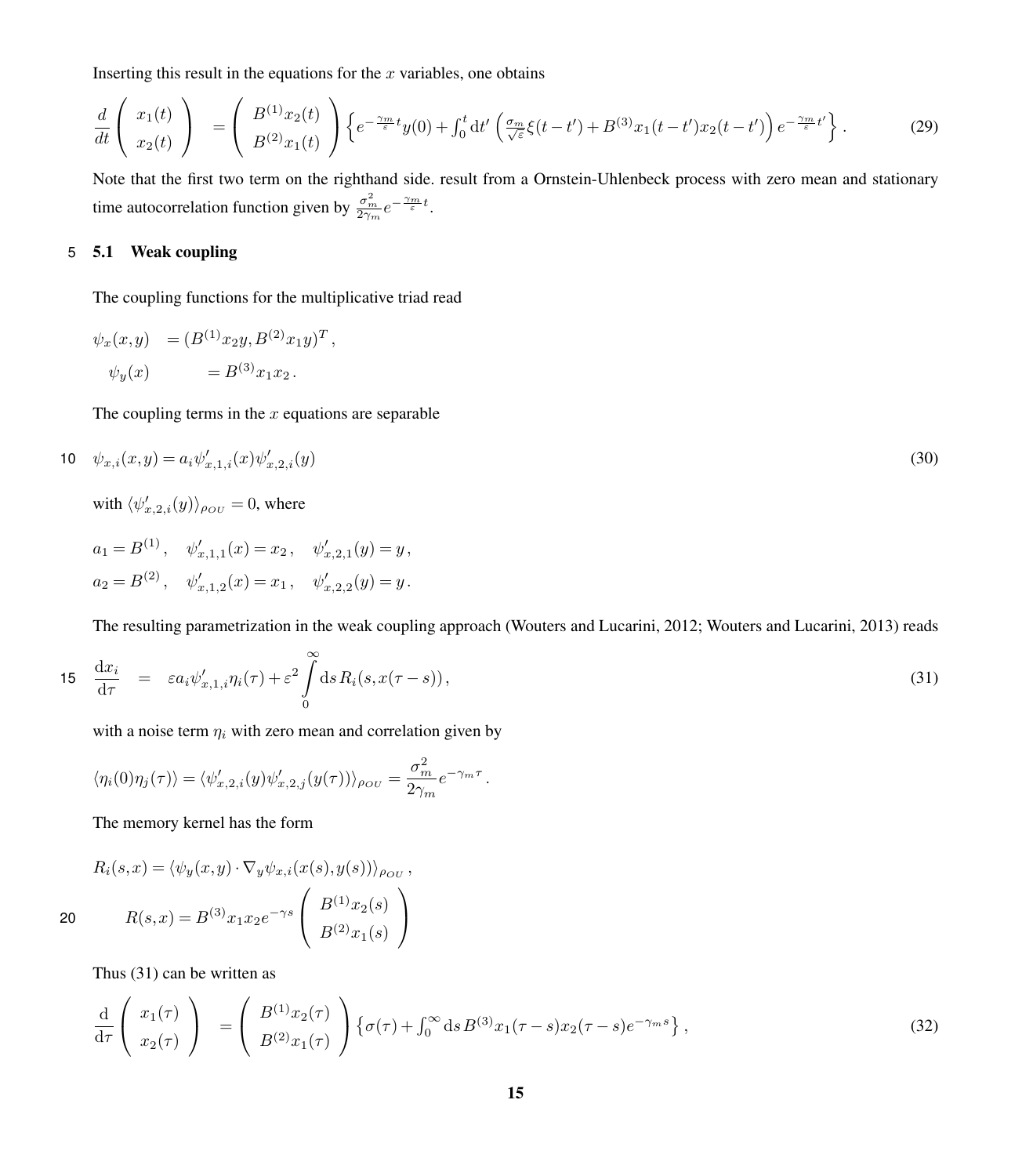Inserting this result in the equations for the $x$ variables, one obtains

$$\frac{d}{dt}\begin{pmatrix} x_1(t) \\ x_2(t) \end{pmatrix} = \begin{pmatrix} B^{(1)}x_2(t) \\ B^{(2)}x_1(t) \end{pmatrix}\left\{e^{-\frac{\gamma_m}{\varepsilon}t}y(0)+\int_0^t \mathrm{d}t'\left(\frac{\sigma_m}{\sqrt{\varepsilon}}\xi(t-t')+B^{(3)}x_1(t-t')x_2(t-t')\right)e^{-\frac{\gamma_m}{\varepsilon}t'}\right\}. \tag{29}$$

Note that the first two term on the righthand side. result from a Ornstein-Uhlenbeck process with zero mean and stationary time autocorrelation function given by $\frac{\sigma_m^2}{2\gamma_m}e^{-\frac{\gamma_m}{\varepsilon}t}$.

### 5.1 Weak coupling

The coupling functions for the multiplicative triad read

$$\psi_x(x,y) = (B^{(1)}x_2 y, B^{(2)}x_1 y)^T\,,$$
$$\psi_y(x) = B^{(3)}x_1 x_2\,.$$

The coupling terms in the $x$ equations are separable

$$\psi_{x,i}(x,y) = a_i \psi'_{x,1,i}(x)\psi'_{x,2,i}(y) \tag{30}$$

with $\langle \psi'_{x,2,i}(y)\rangle_{\rho_{OU}} = 0$, where

$$a_1 = B^{(1)}\,,\quad \psi'_{x,1,1}(x) = x_2\,,\quad \psi'_{x,2,1}(y) = y\,,$$
$$a_2 = B^{(2)}\,,\quad \psi'_{x,1,2}(x) = x_1\,,\quad \psi'_{x,2,2}(y) = y\,.$$

The resulting parametrization in the weak coupling approach (Wouters and Lucarini, 2012; Wouters and Lucarini, 2013) reads

$$\frac{\mathrm{d}x_i}{\mathrm{d}\tau} = \varepsilon a_i \psi'_{x,1,i}\eta_i(\tau) + \varepsilon^2 \int_0^\infty \mathrm{d}s\, R_i(s, x(\tau - s))\,, \tag{31}$$

with a noise term $\eta_i$ with zero mean and correlation given by

$$\langle \eta_i(0)\eta_j(\tau)\rangle = \langle \psi'_{x,2,i}(y)\psi'_{x,2,j}(y(\tau))\rangle_{\rho_{OU}} = \frac{\sigma_m^2}{2\gamma_m}e^{-\gamma_m \tau}\,.$$

The memory kernel has the form

$$R_i(s,x) = \langle \psi_y(x,y)\cdot \nabla_y \psi_{x,i}(x(s),y(s))\rangle_{\rho_{OU}}\,,$$
$$R(s,x) = B^{(3)}x_1 x_2 e^{-\gamma s}\begin{pmatrix} B^{(1)}x_2(s) \\ B^{(2)}x_1(s) \end{pmatrix}$$

Thus (31) can be written as

$$\frac{\mathrm{d}}{\mathrm{d}\tau}\begin{pmatrix} x_1(\tau) \\ x_2(\tau) \end{pmatrix} = \begin{pmatrix} B^{(1)}x_2(\tau) \\ B^{(2)}x_1(\tau) \end{pmatrix}\left\{\sigma(\tau) + \int_0^\infty \mathrm{d}s\, B^{(3)}x_1(\tau - s)x_2(\tau - s)e^{-\gamma_m s}\right\}, \tag{32}$$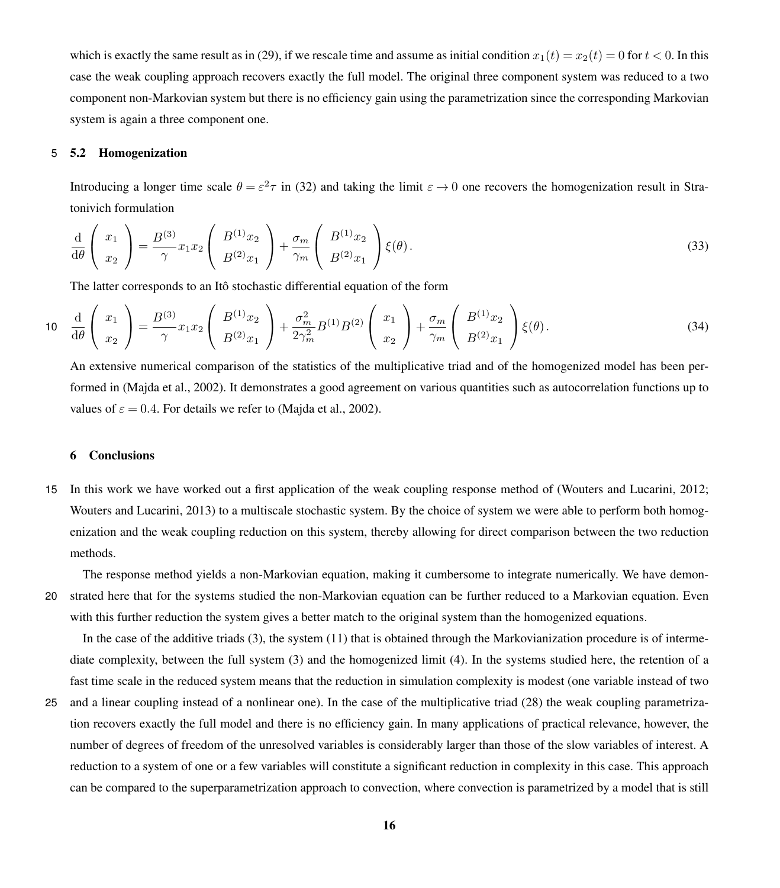which is exactly the same result as in (29), if we rescale time and assume as initial condition $x_1(t) = x_2(t) = 0$ for $t < 0$. In this case the weak coupling approach recovers exactly the full model. The original three component system was reduced to a two component non-Markovian system but there is no efficiency gain using the parametrization since the corresponding Markovian system is again a three component one.

### 5.2 Homogenization

Introducing a longer time scale $\theta = \varepsilon^2 \tau$ in (32) and taking the limit $\varepsilon \to 0$ one recovers the homogenization result in Stratonivich formulation

$$\frac{\mathrm{d}}{\mathrm{d}\theta} \begin{pmatrix} x_1 \\ x_2 \end{pmatrix} = \frac{B^{(3)}}{\gamma} x_1 x_2 \begin{pmatrix} B^{(1)} x_2 \\ B^{(2)} x_1 \end{pmatrix} + \frac{\sigma_m}{\gamma_m} \begin{pmatrix} B^{(1)} x_2 \\ B^{(2)} x_1 \end{pmatrix} \xi(\theta). \tag{33}$$

The latter corresponds to an Itô stochastic differential equation of the form

$$\frac{\mathrm{d}}{\mathrm{d}\theta} \begin{pmatrix} x_1 \\ x_2 \end{pmatrix} = \frac{B^{(3)}}{\gamma} x_1 x_2 \begin{pmatrix} B^{(1)} x_2 \\ B^{(2)} x_1 \end{pmatrix} + \frac{\sigma_m^2}{2\gamma_m^2} B^{(1)} B^{(2)} \begin{pmatrix} x_1 \\ x_2 \end{pmatrix} + \frac{\sigma_m}{\gamma_m} \begin{pmatrix} B^{(1)} x_2 \\ B^{(2)} x_1 \end{pmatrix} \xi(\theta). \tag{34}$$

An extensive numerical comparison of the statistics of the multiplicative triad and of the homogenized model has been performed in (Majda et al., 2002). It demonstrates a good agreement on various quantities such as autocorrelation functions up to values of $\varepsilon = 0.4$. For details we refer to (Majda et al., 2002).

## 6 Conclusions

In this work we have worked out a first application of the weak coupling response method of (Wouters and Lucarini, 2012; Wouters and Lucarini, 2013) to a multiscale stochastic system. By the choice of system we were able to perform both homogenization and the weak coupling reduction on this system, thereby allowing for direct comparison between the two reduction methods.

The response method yields a non-Markovian equation, making it cumbersome to integrate numerically. We have demonstrated here that for the systems studied the non-Markovian equation can be further reduced to a Markovian equation. Even with this further reduction the system gives a better match to the original system than the homogenized equations.

In the case of the additive triads (3), the system (11) that is obtained through the Markovianization procedure is of intermediate complexity, between the full system (3) and the homogenized limit (4). In the systems studied here, the retention of a fast time scale in the reduced system means that the reduction in simulation complexity is modest (one variable instead of two and a linear coupling instead of a nonlinear one). In the case of the multiplicative triad (28) the weak coupling parametrization recovers exactly the full model and there is no efficiency gain. In many applications of practical relevance, however, the number of degrees of freedom of the unresolved variables is considerably larger than those of the slow variables of interest. A reduction to a system of one or a few variables will constitute a significant reduction in complexity in this case. This approach can be compared to the superparametrization approach to convection, where convection is parametrized by a model that is still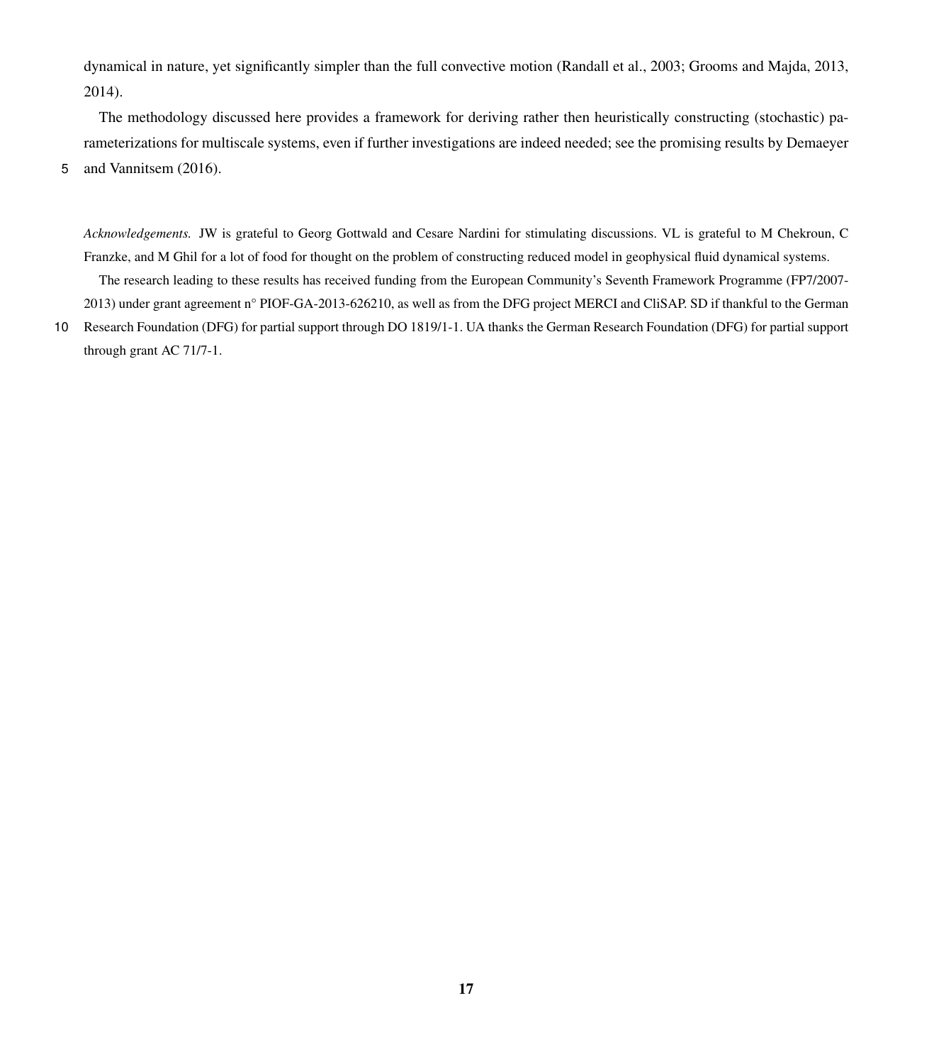dynamical in nature, yet significantly simpler than the full convective motion (Randall et al., 2003; Grooms and Majda, 2013, 2014).

The methodology discussed here provides a framework for deriving rather then heuristically constructing (stochastic) parameterizations for multiscale systems, even if further investigations are indeed needed; see the promising results by Demaeyer and Vannitsem (2016).

*Acknowledgements.* JW is grateful to Georg Gottwald and Cesare Nardini for stimulating discussions. VL is grateful to M Chekroun, C Franzke, and M Ghil for a lot of food for thought on the problem of constructing reduced model in geophysical fluid dynamical systems.

The research leading to these results has received funding from the European Community's Seventh Framework Programme (FP7/2007-2013) under grant agreement n° PIOF-GA-2013-626210, as well as from the DFG project MERCI and CliSAP. SD if thankful to the German Research Foundation (DFG) for partial support through DO 1819/1-1. UA thanks the German Research Foundation (DFG) for partial support through grant AC 71/7-1.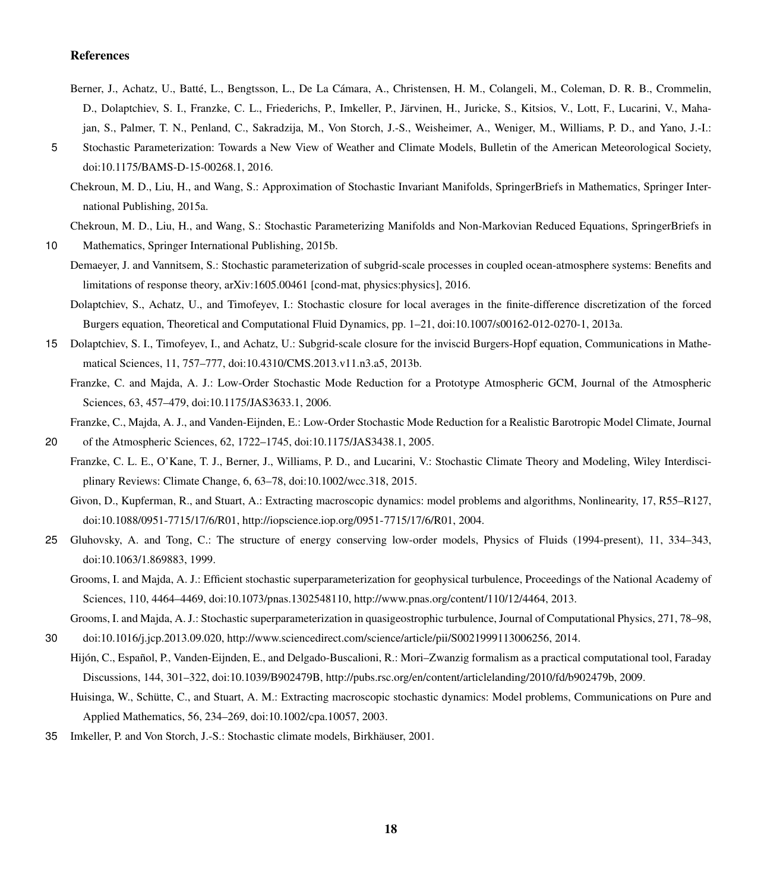## References

Berner, J., Achatz, U., Batté, L., Bengtsson, L., De La Cámara, A., Christensen, H. M., Colangeli, M., Coleman, D. R. B., Crommelin, D., Dolaptchiev, S. I., Franzke, C. L., Friederichs, P., Imkeller, P., Järvinen, H., Juricke, S., Kitsios, V., Lott, F., Lucarini, V., Mahajan, S., Palmer, T. N., Penland, C., Sakradzija, M., Von Storch, J.-S., Weisheimer, A., Weniger, M., Williams, P. D., and Yano, J.-I.: Stochastic Parameterization: Towards a New View of Weather and Climate Models, Bulletin of the American Meteorological Society, doi:10.1175/BAMS-D-15-00268.1, 2016.

Chekroun, M. D., Liu, H., and Wang, S.: Approximation of Stochastic Invariant Manifolds, SpringerBriefs in Mathematics, Springer International Publishing, 2015a.

Chekroun, M. D., Liu, H., and Wang, S.: Stochastic Parameterizing Manifolds and Non-Markovian Reduced Equations, SpringerBriefs in Mathematics, Springer International Publishing, 2015b.

Demaeyer, J. and Vannitsem, S.: Stochastic parameterization of subgrid-scale processes in coupled ocean-atmosphere systems: Benefits and limitations of response theory, arXiv:1605.00461 [cond-mat, physics:physics], 2016.

Dolaptchiev, S., Achatz, U., and Timofeyev, I.: Stochastic closure for local averages in the finite-difference discretization of the forced Burgers equation, Theoretical and Computational Fluid Dynamics, pp. 1–21, doi:10.1007/s00162-012-0270-1, 2013a.

Dolaptchiev, S. I., Timofeyev, I., and Achatz, U.: Subgrid-scale closure for the inviscid Burgers-Hopf equation, Communications in Mathematical Sciences, 11, 757–777, doi:10.4310/CMS.2013.v11.n3.a5, 2013b.

Franzke, C. and Majda, A. J.: Low-Order Stochastic Mode Reduction for a Prototype Atmospheric GCM, Journal of the Atmospheric Sciences, 63, 457–479, doi:10.1175/JAS3633.1, 2006.

Franzke, C., Majda, A. J., and Vanden-Eijnden, E.: Low-Order Stochastic Mode Reduction for a Realistic Barotropic Model Climate, Journal of the Atmospheric Sciences, 62, 1722–1745, doi:10.1175/JAS3438.1, 2005.

Franzke, C. L. E., O'Kane, T. J., Berner, J., Williams, P. D., and Lucarini, V.: Stochastic Climate Theory and Modeling, Wiley Interdisciplinary Reviews: Climate Change, 6, 63–78, doi:10.1002/wcc.318, 2015.

Givon, D., Kupferman, R., and Stuart, A.: Extracting macroscopic dynamics: model problems and algorithms, Nonlinearity, 17, R55–R127, doi:10.1088/0951-7715/17/6/R01, http://iopscience.iop.org/0951-7715/17/6/R01, 2004.

Gluhovsky, A. and Tong, C.: The structure of energy conserving low-order models, Physics of Fluids (1994-present), 11, 334–343, doi:10.1063/1.869883, 1999.

Grooms, I. and Majda, A. J.: Efficient stochastic superparameterization for geophysical turbulence, Proceedings of the National Academy of Sciences, 110, 4464–4469, doi:10.1073/pnas.1302548110, http://www.pnas.org/content/110/12/4464, 2013.

Grooms, I. and Majda, A. J.: Stochastic superparameterization in quasigeostrophic turbulence, Journal of Computational Physics, 271, 78–98, doi:10.1016/j.jcp.2013.09.020, http://www.sciencedirect.com/science/article/pii/S0021999113006256, 2014.

Hijón, C., Español, P., Vanden-Eijnden, E., and Delgado-Buscalioni, R.: Mori–Zwanzig formalism as a practical computational tool, Faraday Discussions, 144, 301–322, doi:10.1039/B902479B, http://pubs.rsc.org/en/content/articlelanding/2010/fd/b902479b, 2009.

Huisinga, W., Schütte, C., and Stuart, A. M.: Extracting macroscopic stochastic dynamics: Model problems, Communications on Pure and Applied Mathematics, 56, 234–269, doi:10.1002/cpa.10057, 2003.

Imkeller, P. and Von Storch, J.-S.: Stochastic climate models, Birkhäuser, 2001.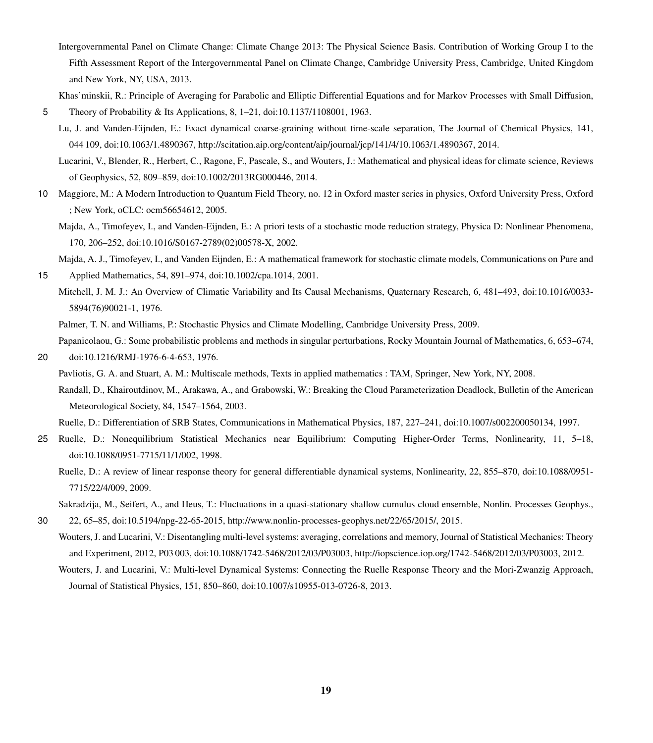Intergovernmental Panel on Climate Change: Climate Change 2013: The Physical Science Basis. Contribution of Working Group I to the Fifth Assessment Report of the Intergovernmental Panel on Climate Change, Cambridge University Press, Cambridge, United Kingdom and New York, NY, USA, 2013.

Khas'minskii, R.: Principle of Averaging for Parabolic and Elliptic Differential Equations and for Markov Processes with Small Diffusion, Theory of Probability & Its Applications, 8, 1–21, doi:10.1137/1108001, 1963.

Lu, J. and Vanden-Eijnden, E.: Exact dynamical coarse-graining without time-scale separation, The Journal of Chemical Physics, 141, 044 109, doi:10.1063/1.4890367, http://scitation.aip.org/content/aip/journal/jcp/141/4/10.1063/1.4890367, 2014.

Lucarini, V., Blender, R., Herbert, C., Ragone, F., Pascale, S., and Wouters, J.: Mathematical and physical ideas for climate science, Reviews of Geophysics, 52, 809–859, doi:10.1002/2013RG000446, 2014.

Maggiore, M.: A Modern Introduction to Quantum Field Theory, no. 12 in Oxford master series in physics, Oxford University Press, Oxford ; New York, oCLC: ocm56654612, 2005.

Majda, A., Timofeyev, I., and Vanden-Eijnden, E.: A priori tests of a stochastic mode reduction strategy, Physica D: Nonlinear Phenomena, 170, 206–252, doi:10.1016/S0167-2789(02)00578-X, 2002.

Majda, A. J., Timofeyev, I., and Vanden Eijnden, E.: A mathematical framework for stochastic climate models, Communications on Pure and Applied Mathematics, 54, 891–974, doi:10.1002/cpa.1014, 2001.

Mitchell, J. M. J.: An Overview of Climatic Variability and Its Causal Mechanisms, Quaternary Research, 6, 481–493, doi:10.1016/0033-5894(76)90021-1, 1976.

Palmer, T. N. and Williams, P.: Stochastic Physics and Climate Modelling, Cambridge University Press, 2009.

Papanicolaou, G.: Some probabilistic problems and methods in singular perturbations, Rocky Mountain Journal of Mathematics, 6, 653–674, doi:10.1216/RMJ-1976-6-4-653, 1976.

Pavliotis, G. A. and Stuart, A. M.: Multiscale methods, Texts in applied mathematics : TAM, Springer, New York, NY, 2008.

Randall, D., Khairoutdinov, M., Arakawa, A., and Grabowski, W.: Breaking the Cloud Parameterization Deadlock, Bulletin of the American Meteorological Society, 84, 1547–1564, 2003.

Ruelle, D.: Differentiation of SRB States, Communications in Mathematical Physics, 187, 227–241, doi:10.1007/s002200050134, 1997.

Ruelle, D.: Nonequilibrium Statistical Mechanics near Equilibrium: Computing Higher-Order Terms, Nonlinearity, 11, 5–18, doi:10.1088/0951-7715/11/1/002, 1998.

Ruelle, D.: A review of linear response theory for general differentiable dynamical systems, Nonlinearity, 22, 855–870, doi:10.1088/0951-7715/22/4/009, 2009.

Sakradzija, M., Seifert, A., and Heus, T.: Fluctuations in a quasi-stationary shallow cumulus cloud ensemble, Nonlin. Processes Geophys., 22, 65–85, doi:10.5194/npg-22-65-2015, http://www.nonlin-processes-geophys.net/22/65/2015/, 2015.

Wouters, J. and Lucarini, V.: Disentangling multi-level systems: averaging, correlations and memory, Journal of Statistical Mechanics: Theory and Experiment, 2012, P03 003, doi:10.1088/1742-5468/2012/03/P03003, http://iopscience.iop.org/1742-5468/2012/03/P03003, 2012.

Wouters, J. and Lucarini, V.: Multi-level Dynamical Systems: Connecting the Ruelle Response Theory and the Mori-Zwanzig Approach, Journal of Statistical Physics, 151, 850–860, doi:10.1007/s10955-013-0726-8, 2013.